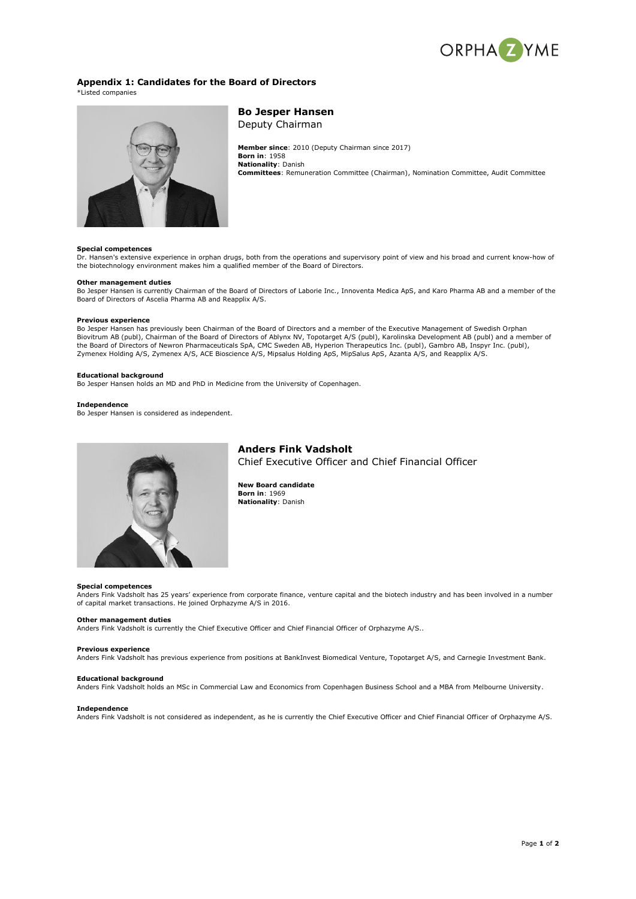## Appendix 1: Candidates for the Board of Directors

*Listed companies

### Bo Jesper Hansen

Deputy Chairman

**Member since**: 2010 (Deputy Chairman since 2017)
**Born in**: 1958
**Nationality**: Danish
**Committees**: Remuneration Committee (Chairman), Nomination Committee, Audit Committee

**Special competences**

Dr. Hansen's extensive experience in orphan drugs, both from the operations and supervisory point of view and his broad and current know-how of the biotechnology environment makes him a qualified member of the Board of Directors.

**Other management duties**

Bo Jesper Hansen is currently Chairman of the Board of Directors of Laborie Inc., Innoventa Medica ApS, and Karo Pharma AB and a member of the Board of Directors of Ascelia Pharma AB and Reapplix A/S.

**Previous experience**

Bo Jesper Hansen has previously been Chairman of the Board of Directors and a member of the Executive Management of Swedish Orphan Biovitrum AB (publ), Chairman of the Board of Directors of Ablynx NV, Topotarget A/S (publ), Karolinska Development AB (publ) and a member of the Board of Directors of Newron Pharmaceuticals SpA, CMC Sweden AB, Hyperion Therapeutics Inc. (publ), Gambro AB, Inspyr Inc. (publ), Zymenex Holding A/S, Zymenex A/S, ACE Bioscience A/S, Mipsalus Holding ApS, MipSalus ApS, Azanta A/S, and Reapplix A/S.

**Educational background**

Bo Jesper Hansen holds an MD and PhD in Medicine from the University of Copenhagen.

**Independence**

Bo Jesper Hansen is considered as independent.

### Anders Fink Vadsholt

Chief Executive Officer and Chief Financial Officer

**New Board candidate**
**Born in**: 1969
**Nationality**: Danish

**Special competences**

Anders Fink Vadsholt has 25 years' experience from corporate finance, venture capital and the biotech industry and has been involved in a number of capital market transactions. He joined Orphazyme A/S in 2016.

**Other management duties**

Anders Fink Vadsholt is currently the Chief Executive Officer and Chief Financial Officer of Orphazyme A/S..

**Previous experience**

Anders Fink Vadsholt has previous experience from positions at BankInvest Biomedical Venture, Topotarget A/S, and Carnegie Investment Bank.

**Educational background**

Anders Fink Vadsholt holds an MSc in Commercial Law and Economics from Copenhagen Business School and a MBA from Melbourne University.

**Independence**

Anders Fink Vadsholt is not considered as independent, as he is currently the Chief Executive Officer and Chief Financial Officer of Orphazyme A/S.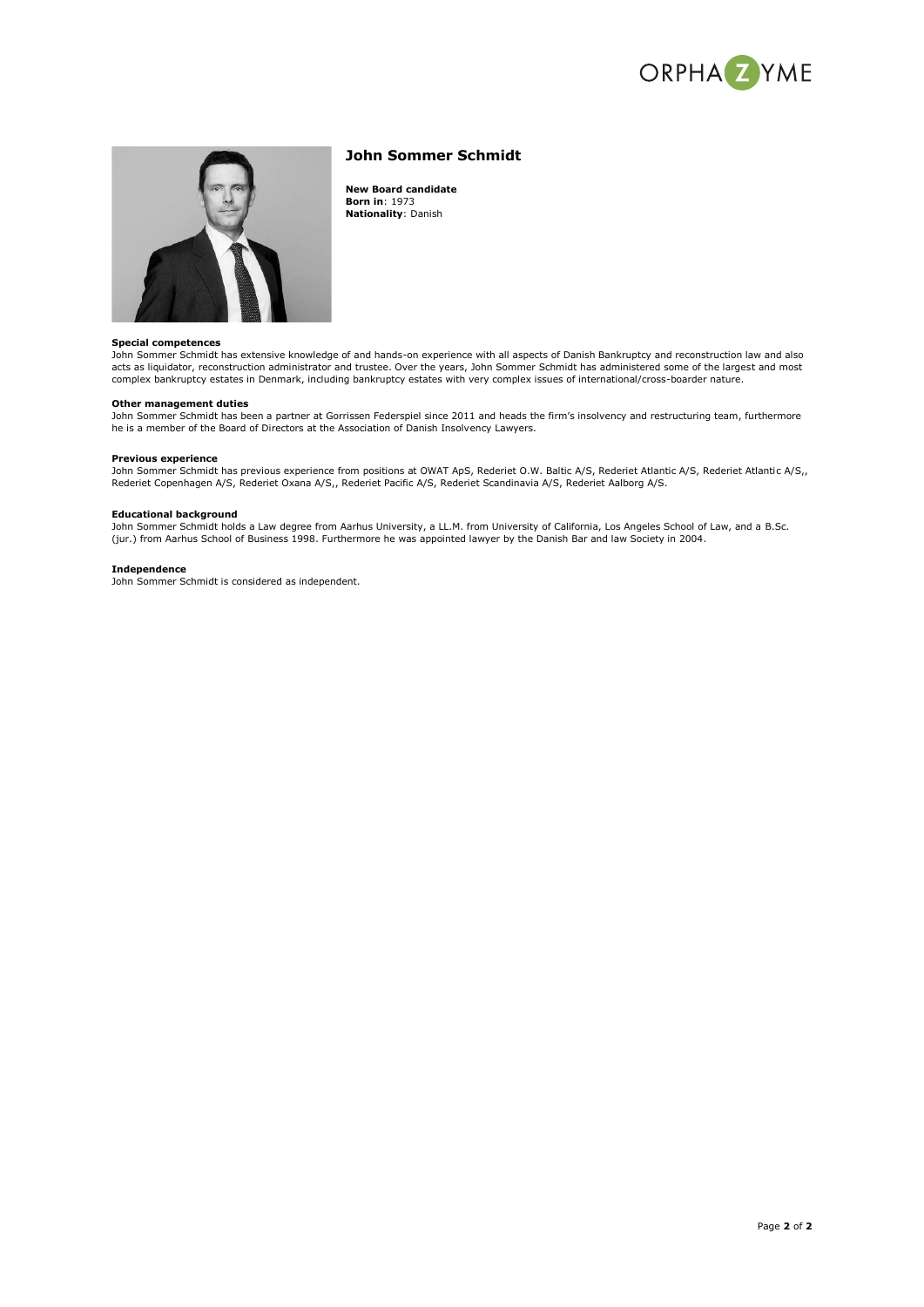# John Sommer Schmidt

**New Board candidate**
**Born in**: 1973
**Nationality**: Danish

**Special competences**
John Sommer Schmidt has extensive knowledge of and hands-on experience with all aspects of Danish Bankruptcy and reconstruction law and also acts as liquidator, reconstruction administrator and trustee. Over the years, John Sommer Schmidt has administered some of the largest and most complex bankruptcy estates in Denmark, including bankruptcy estates with very complex issues of international/cross-boarder nature.

**Other management duties**
John Sommer Schmidt has been a partner at Gorrissen Federspiel since 2011 and heads the firm's insolvency and restructuring team, furthermore he is a member of the Board of Directors at the Association of Danish Insolvency Lawyers.

**Previous experience**
John Sommer Schmidt has previous experience from positions at OWAT ApS, Rederiet O.W. Baltic A/S, Rederiet Atlantic A/S, Rederiet Atlantic A/S,, Rederiet Copenhagen A/S, Rederiet Oxana A/S,, Rederiet Pacific A/S, Rederiet Scandinavia A/S, Rederiet Aalborg A/S.

**Educational background**
John Sommer Schmidt holds a Law degree from Aarhus University, a LL.M. from University of California, Los Angeles School of Law, and a B.Sc. (jur.) from Aarhus School of Business 1998. Furthermore he was appointed lawyer by the Danish Bar and law Society in 2004.

**Independence**
John Sommer Schmidt is considered as independent.